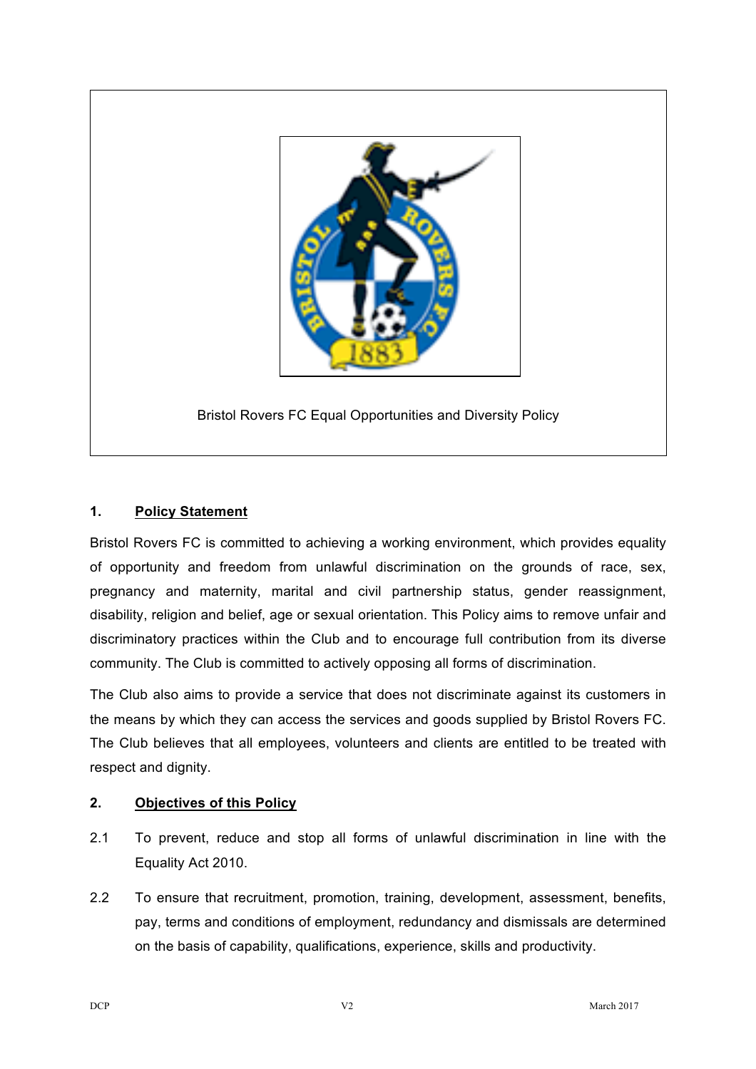Bristol Rovers FC Equal Opportunities and Diversity Policy

## 1. Policy Statement

Bristol Rovers FC is committed to achieving a working environment, which provides equality of opportunity and freedom from unlawful discrimination on the grounds of race, sex, pregnancy and maternity, marital and civil partnership status, gender reassignment, disability, religion and belief, age or sexual orientation. This Policy aims to remove unfair and discriminatory practices within the Club and to encourage full contribution from its diverse community. The Club is committed to actively opposing all forms of discrimination.

The Club also aims to provide a service that does not discriminate against its customers in the means by which they can access the services and goods supplied by Bristol Rovers FC. The Club believes that all employees, volunteers and clients are entitled to be treated with respect and dignity.

## 2. Objectives of this Policy

2.1 To prevent, reduce and stop all forms of unlawful discrimination in line with the Equality Act 2010.

2.2 To ensure that recruitment, promotion, training, development, assessment, benefits, pay, terms and conditions of employment, redundancy and dismissals are determined on the basis of capability, qualifications, experience, skills and productivity.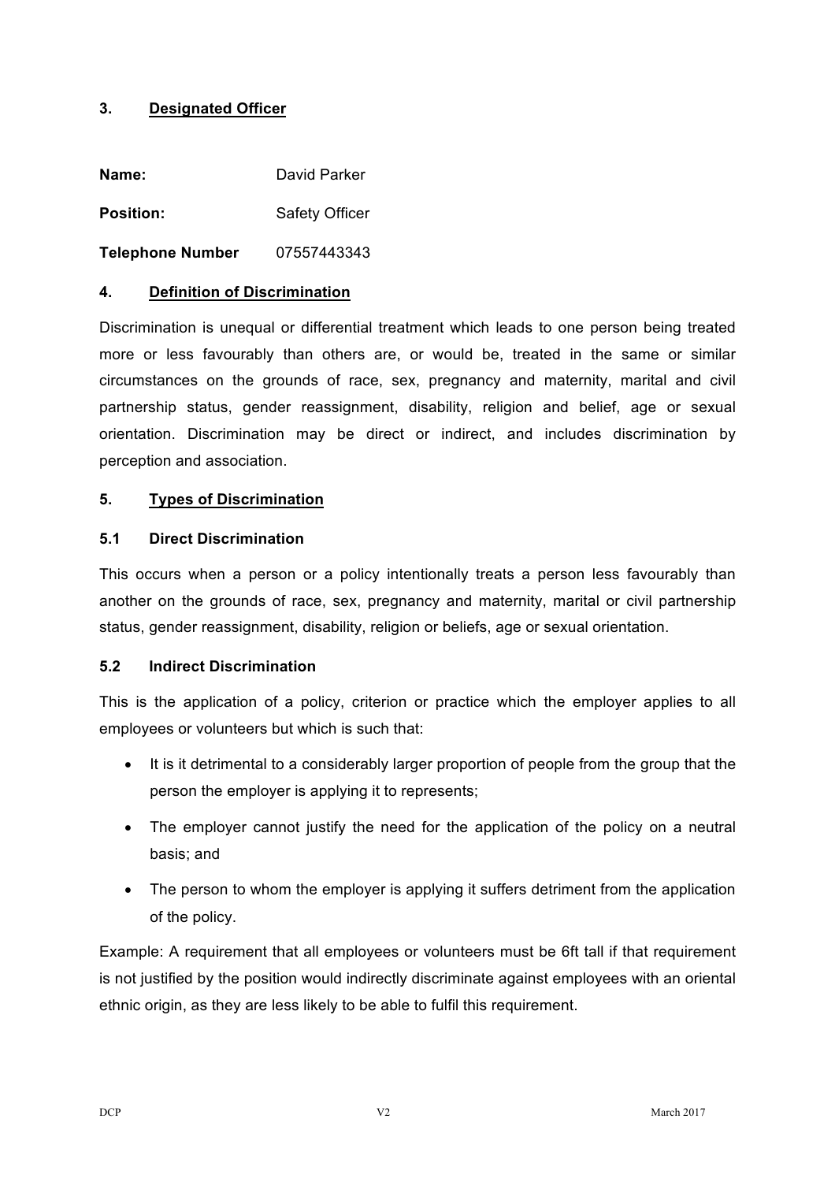## 3. Designated Officer

**Name:** David Parker

**Position:** Safety Officer

**Telephone Number** 07557443343

## 4. Definition of Discrimination

Discrimination is unequal or differential treatment which leads to one person being treated more or less favourably than others are, or would be, treated in the same or similar circumstances on the grounds of race, sex, pregnancy and maternity, marital and civil partnership status, gender reassignment, disability, religion and belief, age or sexual orientation. Discrimination may be direct or indirect, and includes discrimination by perception and association.

## 5. Types of Discrimination

### 5.1 Direct Discrimination

This occurs when a person or a policy intentionally treats a person less favourably than another on the grounds of race, sex, pregnancy and maternity, marital or civil partnership status, gender reassignment, disability, religion or beliefs, age or sexual orientation.

### 5.2 Indirect Discrimination

This is the application of a policy, criterion or practice which the employer applies to all employees or volunteers but which is such that:

- It is it detrimental to a considerably larger proportion of people from the group that the person the employer is applying it to represents;
- The employer cannot justify the need for the application of the policy on a neutral basis; and
- The person to whom the employer is applying it suffers detriment from the application of the policy.

Example: A requirement that all employees or volunteers must be 6ft tall if that requirement is not justified by the position would indirectly discriminate against employees with an oriental ethnic origin, as they are less likely to be able to fulfil this requirement.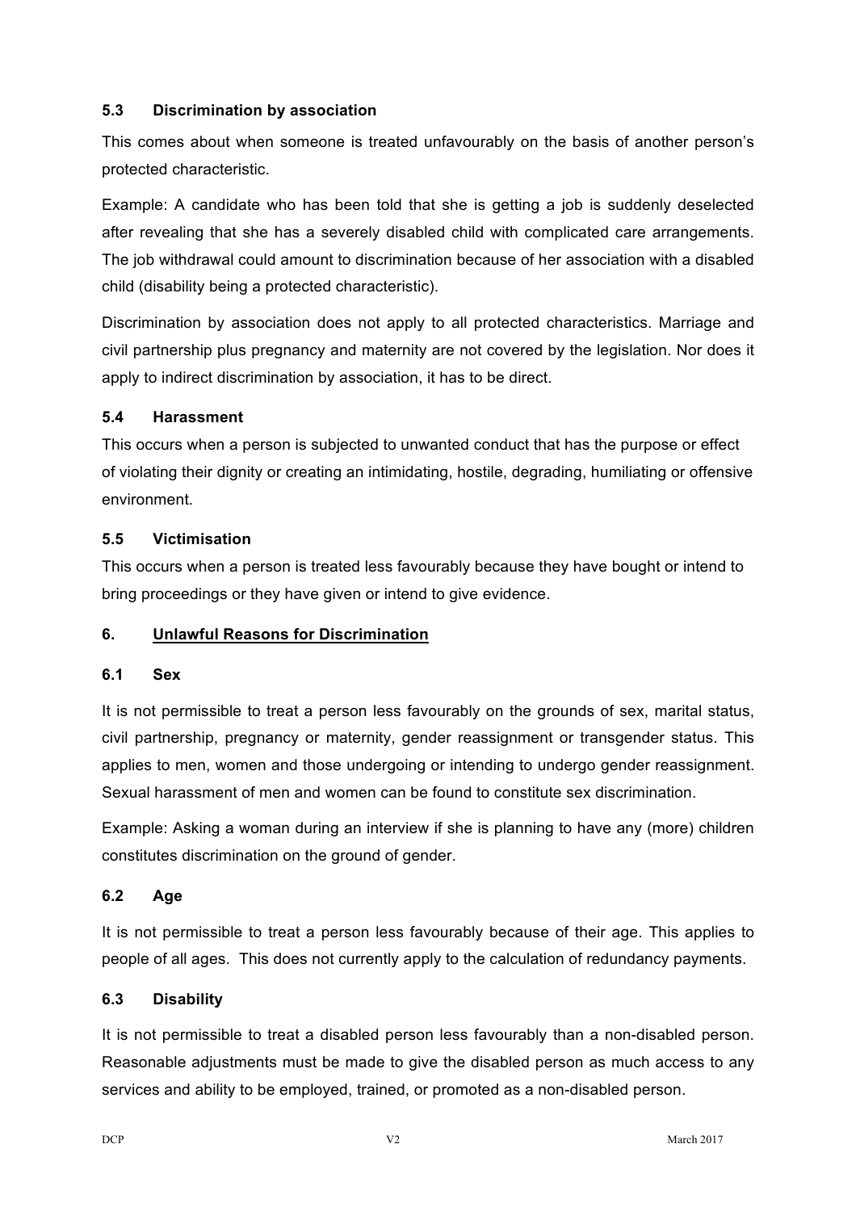### 5.3 Discrimination by association

This comes about when someone is treated unfavourably on the basis of another person's protected characteristic.

Example: A candidate who has been told that she is getting a job is suddenly deselected after revealing that she has a severely disabled child with complicated care arrangements. The job withdrawal could amount to discrimination because of her association with a disabled child (disability being a protected characteristic).

Discrimination by association does not apply to all protected characteristics. Marriage and civil partnership plus pregnancy and maternity are not covered by the legislation. Nor does it apply to indirect discrimination by association, it has to be direct.

### 5.4 Harassment

This occurs when a person is subjected to unwanted conduct that has the purpose or effect of violating their dignity or creating an intimidating, hostile, degrading, humiliating or offensive environment.

### 5.5 Victimisation

This occurs when a person is treated less favourably because they have bought or intend to bring proceedings or they have given or intend to give evidence.

## 6. Unlawful Reasons for Discrimination

### 6.1 Sex

It is not permissible to treat a person less favourably on the grounds of sex, marital status, civil partnership, pregnancy or maternity, gender reassignment or transgender status. This applies to men, women and those undergoing or intending to undergo gender reassignment. Sexual harassment of men and women can be found to constitute sex discrimination.

Example: Asking a woman during an interview if she is planning to have any (more) children constitutes discrimination on the ground of gender.

### 6.2 Age

It is not permissible to treat a person less favourably because of their age. This applies to people of all ages. This does not currently apply to the calculation of redundancy payments.

### 6.3 Disability

It is not permissible to treat a disabled person less favourably than a non-disabled person. Reasonable adjustments must be made to give the disabled person as much access to any services and ability to be employed, trained, or promoted as a non-disabled person.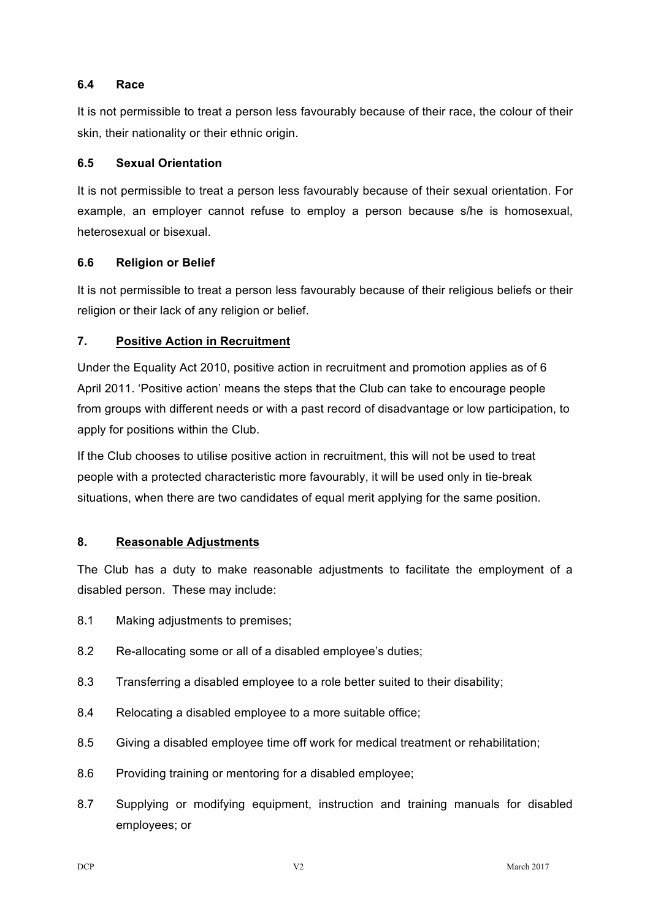### 6.4 Race

It is not permissible to treat a person less favourably because of their race, the colour of their skin, their nationality or their ethnic origin.

### 6.5 Sexual Orientation

It is not permissible to treat a person less favourably because of their sexual orientation. For example, an employer cannot refuse to employ a person because s/he is homosexual, heterosexual or bisexual.

### 6.6 Religion or Belief

It is not permissible to treat a person less favourably because of their religious beliefs or their religion or their lack of any religion or belief.

## 7. Positive Action in Recruitment

Under the Equality Act 2010, positive action in recruitment and promotion applies as of 6 April 2011. 'Positive action' means the steps that the Club can take to encourage people from groups with different needs or with a past record of disadvantage or low participation, to apply for positions within the Club.

If the Club chooses to utilise positive action in recruitment, this will not be used to treat people with a protected characteristic more favourably, it will be used only in tie-break situations, when there are two candidates of equal merit applying for the same position.

## 8. Reasonable Adjustments

The Club has a duty to make reasonable adjustments to facilitate the employment of a disabled person. These may include:

8.1 Making adjustments to premises;

8.2 Re-allocating some or all of a disabled employee's duties;

8.3 Transferring a disabled employee to a role better suited to their disability;

8.4 Relocating a disabled employee to a more suitable office;

8.5 Giving a disabled employee time off work for medical treatment or rehabilitation;

8.6 Providing training or mentoring for a disabled employee;

8.7 Supplying or modifying equipment, instruction and training manuals for disabled employees; or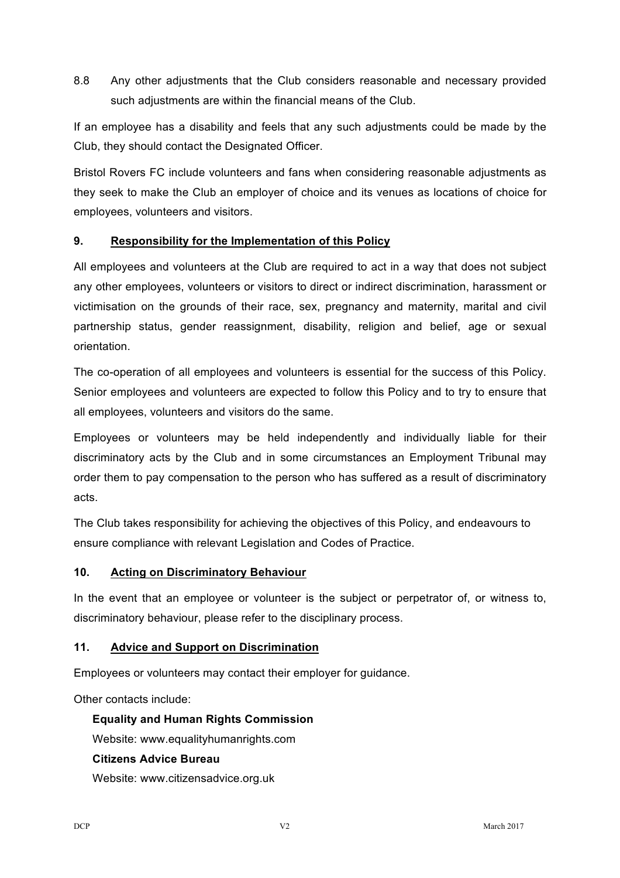8.8 Any other adjustments that the Club considers reasonable and necessary provided such adjustments are within the financial means of the Club.

If an employee has a disability and feels that any such adjustments could be made by the Club, they should contact the Designated Officer.

Bristol Rovers FC include volunteers and fans when considering reasonable adjustments as they seek to make the Club an employer of choice and its venues as locations of choice for employees, volunteers and visitors.

## 9. Responsibility for the Implementation of this Policy

All employees and volunteers at the Club are required to act in a way that does not subject any other employees, volunteers or visitors to direct or indirect discrimination, harassment or victimisation on the grounds of their race, sex, pregnancy and maternity, marital and civil partnership status, gender reassignment, disability, religion and belief, age or sexual orientation.

The co-operation of all employees and volunteers is essential for the success of this Policy. Senior employees and volunteers are expected to follow this Policy and to try to ensure that all employees, volunteers and visitors do the same.

Employees or volunteers may be held independently and individually liable for their discriminatory acts by the Club and in some circumstances an Employment Tribunal may order them to pay compensation to the person who has suffered as a result of discriminatory acts.

The Club takes responsibility for achieving the objectives of this Policy, and endeavours to ensure compliance with relevant Legislation and Codes of Practice.

## 10. Acting on Discriminatory Behaviour

In the event that an employee or volunteer is the subject or perpetrator of, or witness to, discriminatory behaviour, please refer to the disciplinary process.

## 11. Advice and Support on Discrimination

Employees or volunteers may contact their employer for guidance.

Other contacts include:

**Equality and Human Rights Commission**
Website: www.equalityhumanrights.com

**Citizens Advice Bureau**
Website: www.citizensadvice.org.uk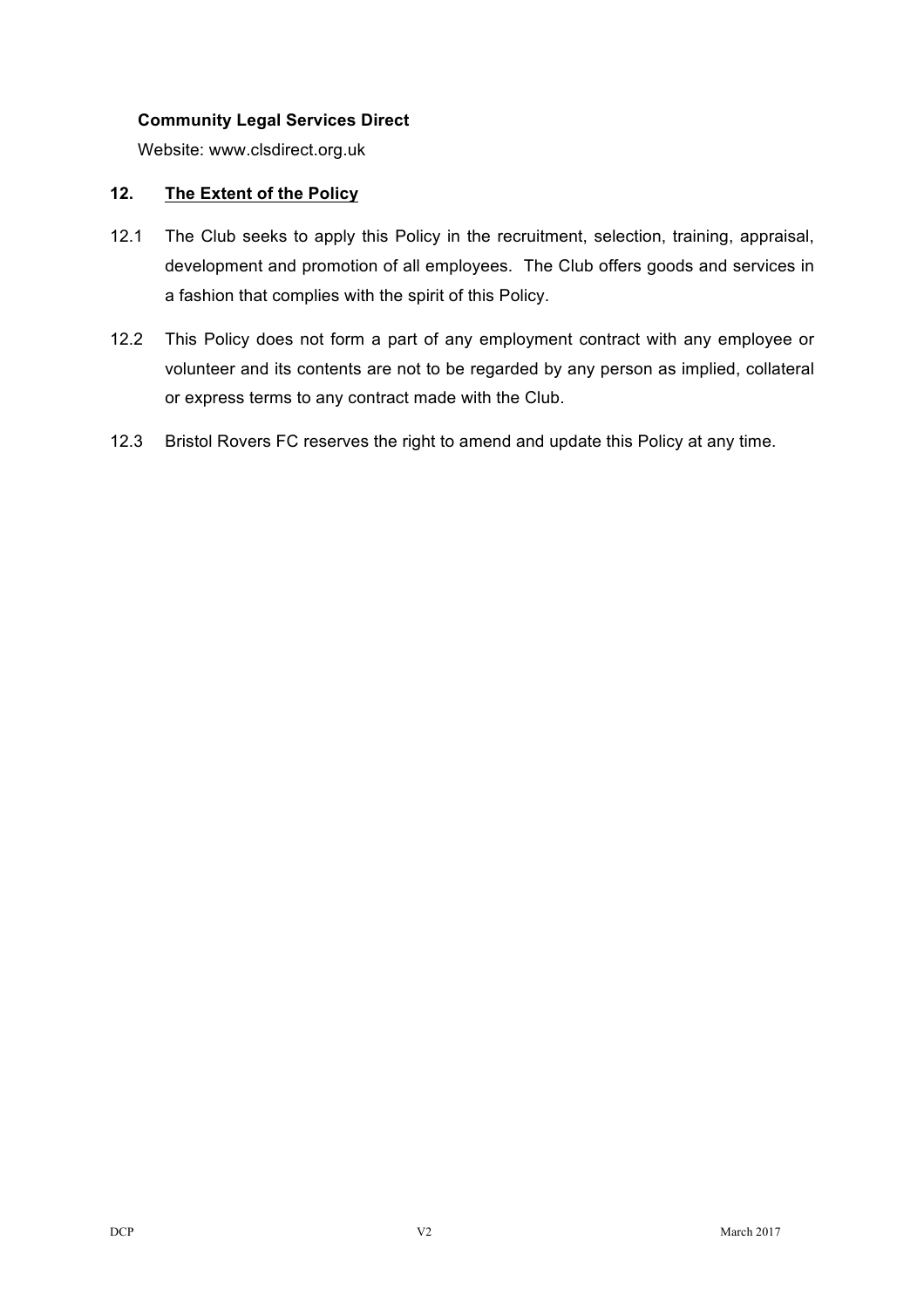**Community Legal Services Direct**

Website: www.clsdirect.org.uk

## 12. The Extent of the Policy

12.1 The Club seeks to apply this Policy in the recruitment, selection, training, appraisal, development and promotion of all employees. The Club offers goods and services in a fashion that complies with the spirit of this Policy.

12.2 This Policy does not form a part of any employment contract with any employee or volunteer and its contents are not to be regarded by any person as implied, collateral or express terms to any contract made with the Club.

12.3 Bristol Rovers FC reserves the right to amend and update this Policy at any time.